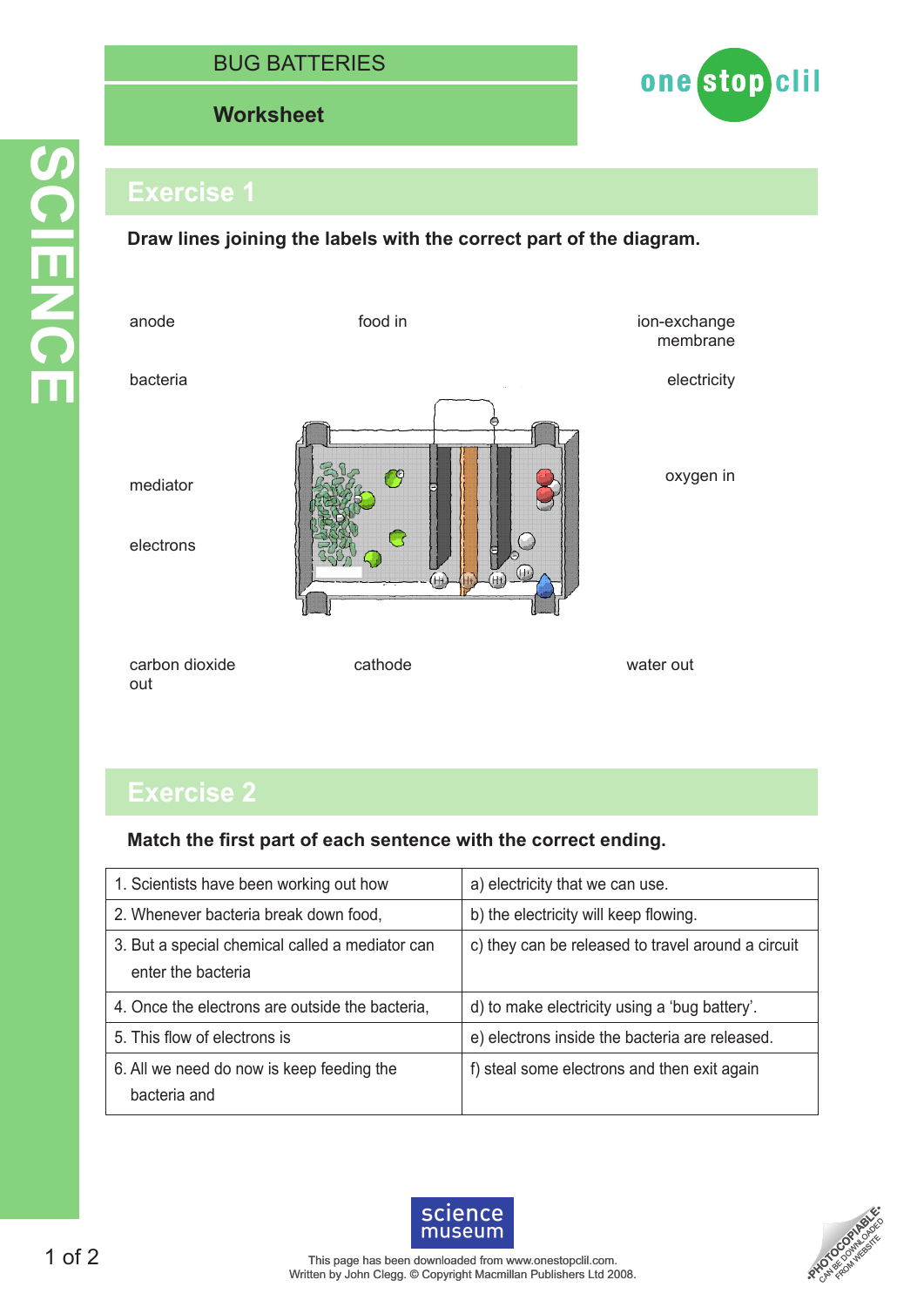# BUG BATTERIES

## Worksheet

SCIENCE

## Exercise 1

**Draw lines joining the labels with the correct part of the diagram.**

anode

food in

ion-exchange membrane

bacteria

electricity

mediator

oxygen in

electrons

carbon dioxide out

cathode

water out

## Exercise 2

**Match the first part of each sentence with the correct ending.**

| | |
|---|---|
| 1. Scientists have been working out how | a) electricity that we can use. |
| 2. Whenever bacteria break down food, | b) the electricity will keep flowing. |
| 3. But a special chemical called a mediator can enter the bacteria | c) they can be released to travel around a circuit |
| 4. Once the electrons are outside the bacteria, | d) to make electricity using a 'bug battery'. |
| 5. This flow of electrons is | e) electrons inside the bacteria are released. |
| 6. All we need do now is keep feeding the bacteria and | f) steal some electrons and then exit again |

This page has been downloaded from www.onestopclil.com.
Written by John Clegg. © Copyright Macmillan Publishers Ltd 2008.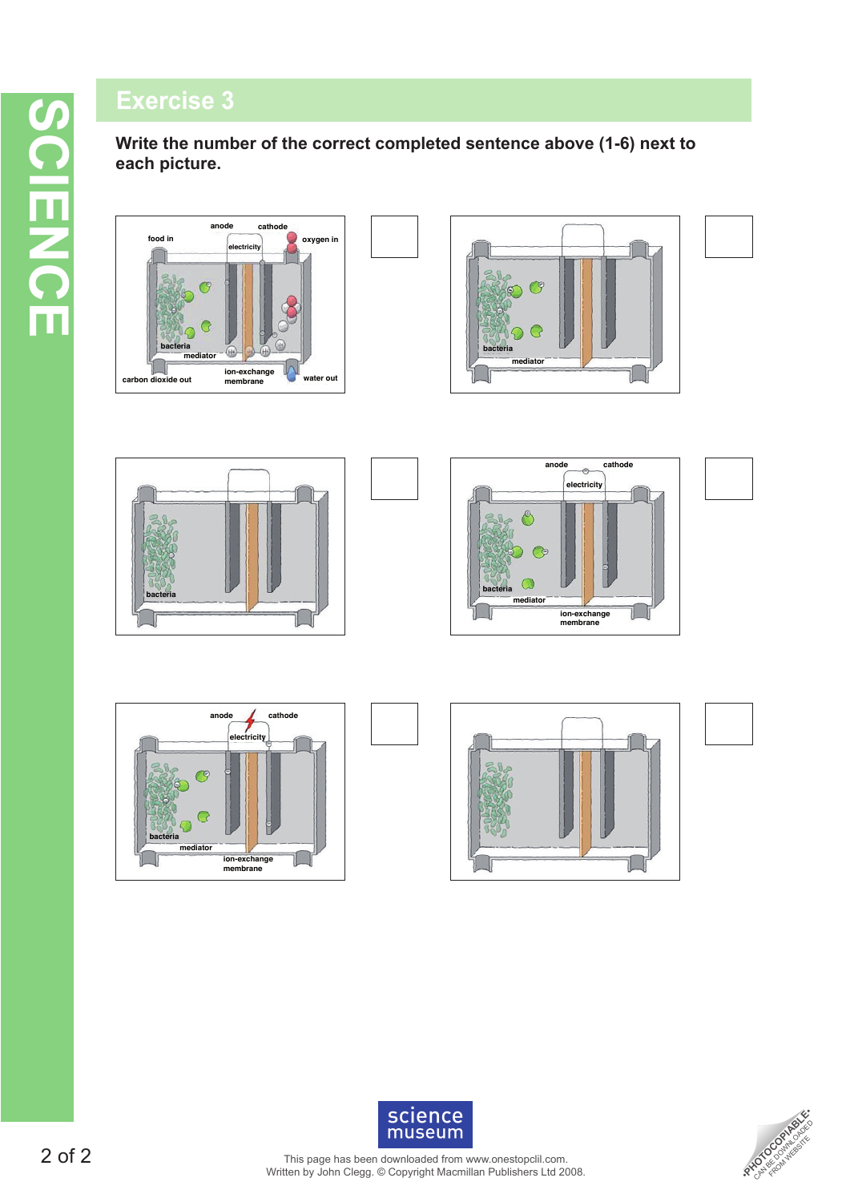# Exercise 3

**Write the number of the correct completed sentence above (1-6) next to each picture.**

food in | anode | cathode | oxygen in | electricity | bacteria | mediator | carbon dioxide out | ion-exchange membrane | water out

bacteria | mediator

bacteria

anode | cathode | electricity | bacteria | mediator | ion-exchange membrane

anode | cathode | electricity | bacteria | mediator | ion-exchange membrane

This page has been downloaded from www.onestopclil.com.
Written by John Clegg. © Copyright Macmillan Publishers Ltd 2008.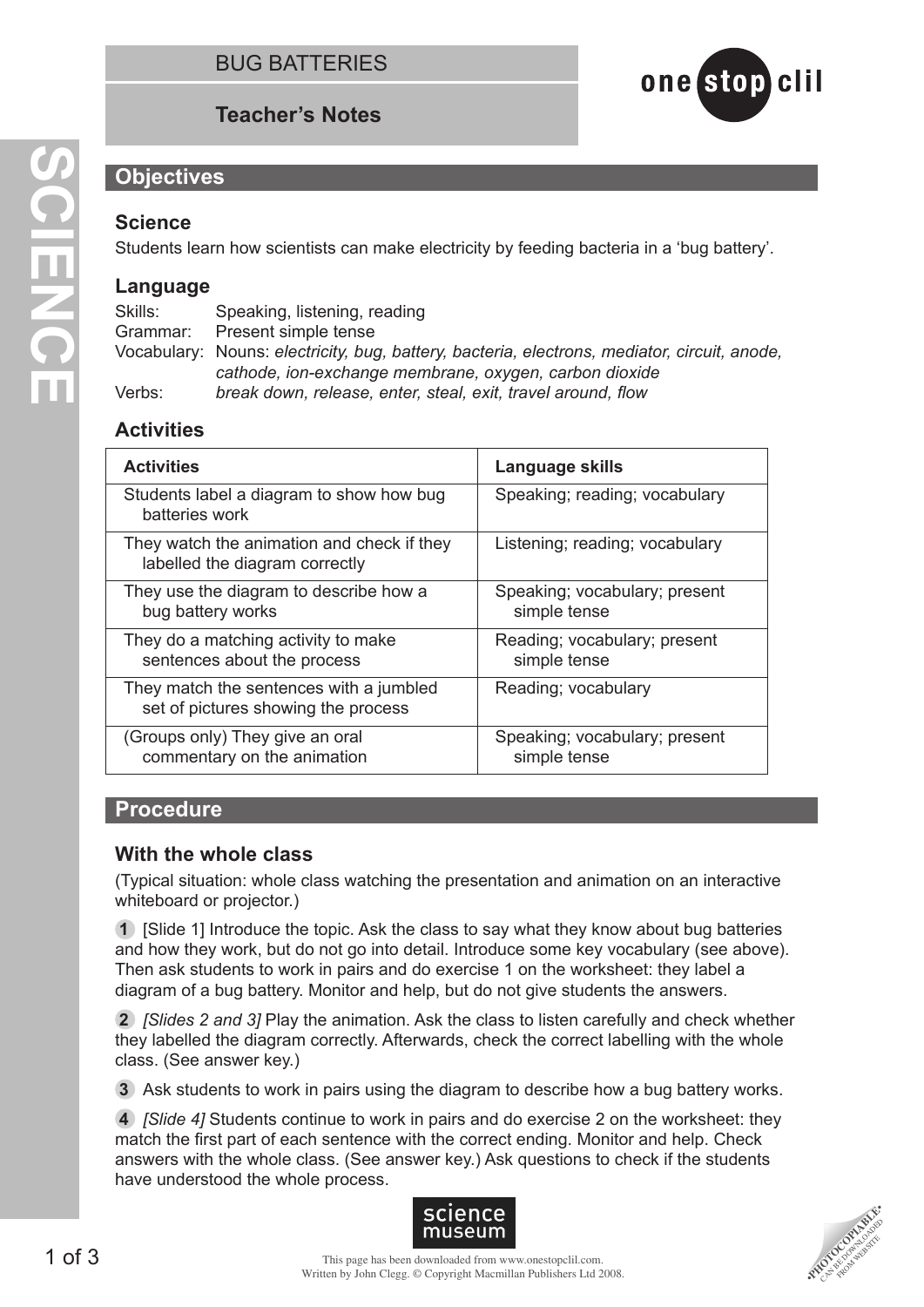# BUG BATTERIES

## Teacher's Notes

## Objectives

### Science

Students learn how scientists can make electricity by feeding bacteria in a 'bug battery'.

### Language

Skills: Speaking, listening, reading
Grammar: Present simple tense
Vocabulary: Nouns: *electricity, bug, battery, bacteria, electrons, mediator, circuit, anode, cathode, ion-exchange membrane, oxygen, carbon dioxide*
Verbs: *break down, release, enter, steal, exit, travel around, flow*

### Activities

| Activities | Language skills |
|---|---|
| Students label a diagram to show how bug batteries work | Speaking; reading; vocabulary |
| They watch the animation and check if they labelled the diagram correctly | Listening; reading; vocabulary |
| They use the diagram to describe how a bug battery works | Speaking; vocabulary; present simple tense |
| They do a matching activity to make sentences about the process | Reading; vocabulary; present simple tense |
| They match the sentences with a jumbled set of pictures showing the process | Reading; vocabulary |
| (Groups only) They give an oral commentary on the animation | Speaking; vocabulary; present simple tense |

## Procedure

### With the whole class

(Typical situation: whole class watching the presentation and animation on an interactive whiteboard or projector.)

**1** [Slide 1] Introduce the topic. Ask the class to say what they know about bug batteries and how they work, but do not go into detail. Introduce some key vocabulary (see above). Then ask students to work in pairs and do exercise 1 on the worksheet: they label a diagram of a bug battery. Monitor and help, but do not give students the answers.

**2** *[Slides 2 and 3]* Play the animation. Ask the class to listen carefully and check whether they labelled the diagram correctly. Afterwards, check the correct labelling with the whole class. (See answer key.)

**3** Ask students to work in pairs using the diagram to describe how a bug battery works.

**4** *[Slide 4]* Students continue to work in pairs and do exercise 2 on the worksheet: they match the first part of each sentence with the correct ending. Monitor and help. Check answers with the whole class. (See answer key.) Ask questions to check if the students have understood the whole process.

This page has been downloaded from www.onestopclil.com.
Written by John Clegg. © Copyright Macmillan Publishers Ltd 2008.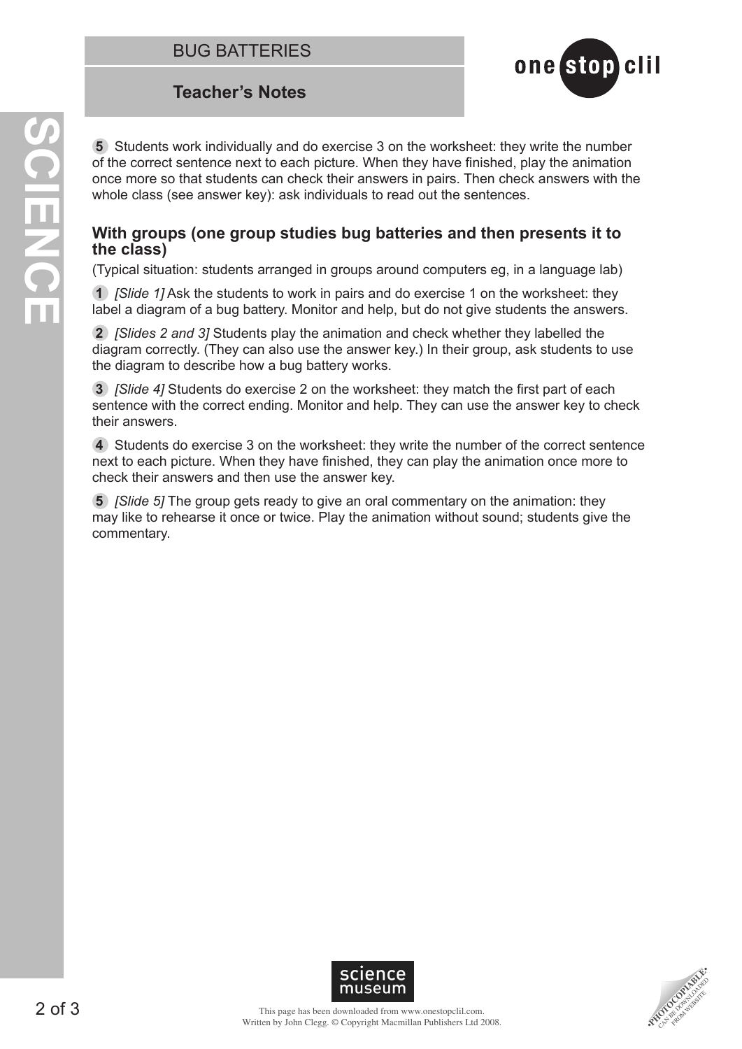**5** Students work individually and do exercise 3 on the worksheet: they write the number of the correct sentence next to each picture. When they have finished, play the animation once more so that students can check their answers in pairs. Then check answers with the whole class (see answer key): ask individuals to read out the sentences.

### With groups (one group studies bug batteries and then presents it to the class)

(Typical situation: students arranged in groups around computers eg, in a language lab)

**1** *[Slide 1]* Ask the students to work in pairs and do exercise 1 on the worksheet: they label a diagram of a bug battery. Monitor and help, but do not give students the answers.

**2** *[Slides 2 and 3]* Students play the animation and check whether they labelled the diagram correctly. (They can also use the answer key.) In their group, ask students to use the diagram to describe how a bug battery works.

**3** *[Slide 4]* Students do exercise 2 on the worksheet: they match the first part of each sentence with the correct ending. Monitor and help. They can use the answer key to check their answers.

**4** Students do exercise 3 on the worksheet: they write the number of the correct sentence next to each picture. When they have finished, they can play the animation once more to check their answers and then use the answer key.

**5** *[Slide 5]* The group gets ready to give an oral commentary on the animation: they may like to rehearse it once or twice. Play the animation without sound; students give the commentary.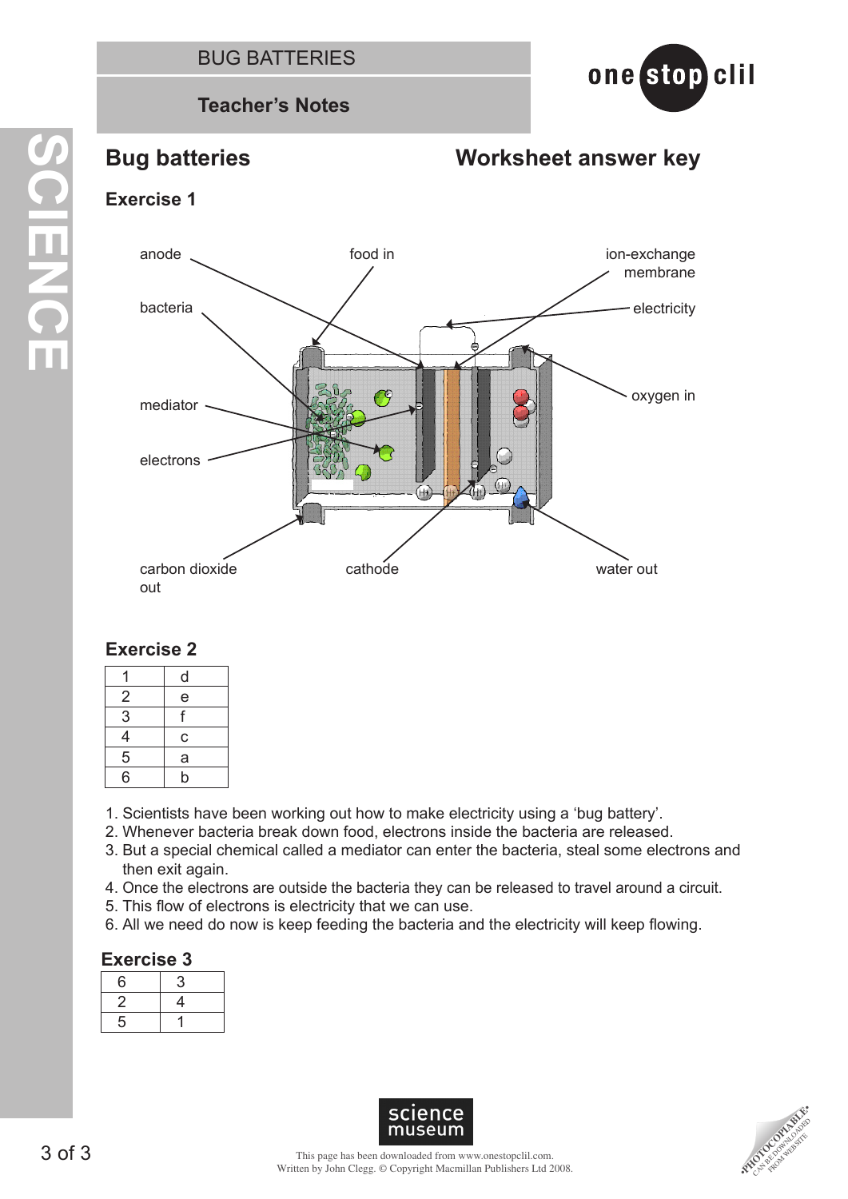# Bug batteries

## Worksheet answer key

### Exercise 1

anode

food in

ion-exchange membrane

bacteria

electricity

oxygen in

mediator

electrons

carbon dioxide out

cathode

water out

### Exercise 2

| | |
|---|---|
| 1 | d |
| 2 | e |
| 3 | f |
| 4 | c |
| 5 | a |
| 6 | b |

1. Scientists have been working out how to make electricity using a 'bug battery'.
2. Whenever bacteria break down food, electrons inside the bacteria are released.
3. But a special chemical called a mediator can enter the bacteria, steal some electrons and then exit again.
4. Once the electrons are outside the bacteria they can be released to travel around a circuit.
5. This flow of electrons is electricity that we can use.
6. All we need do now is keep feeding the bacteria and the electricity will keep flowing.

### Exercise 3

| | |
|---|---|
| 6 | 3 |
| 2 | 4 |
| 5 | 1 |

This page has been downloaded from www.onestopclil.com.
Written by John Clegg. © Copyright Macmillan Publishers Ltd 2008.